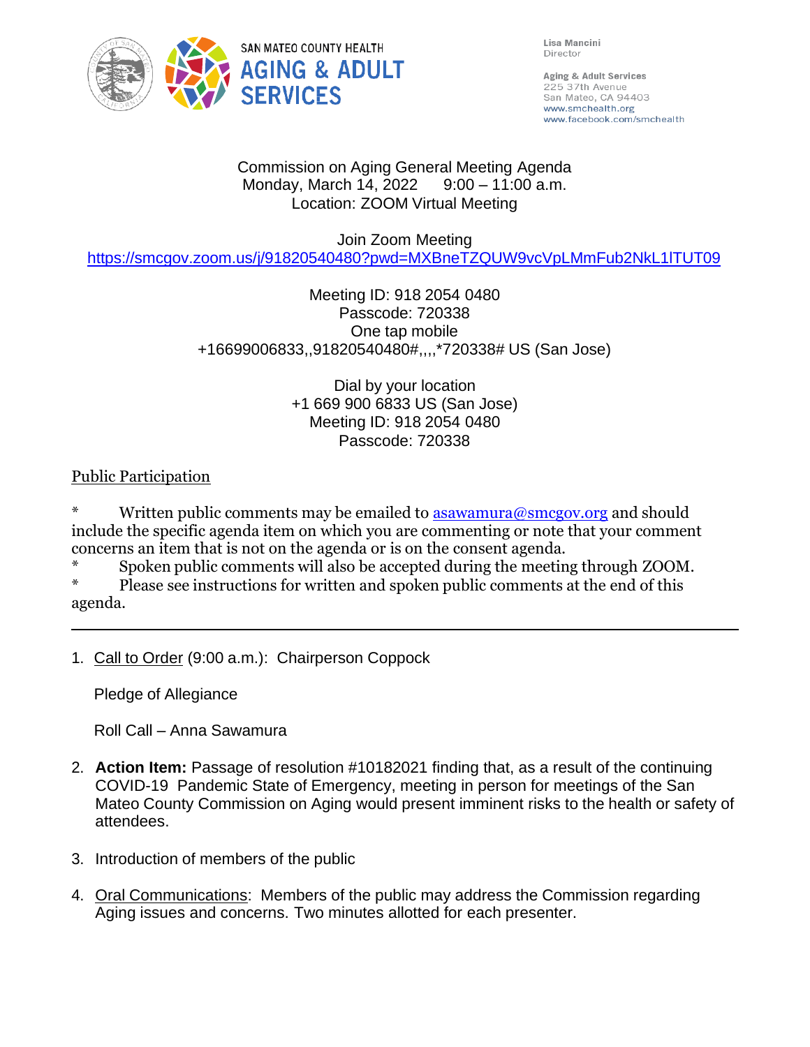SAN MATEO COUNTY HEALTH
**AGING & ADULT SERVICES**

Lisa Mancini
Director

**Aging & Adult Services**
225 37th Avenue
San Mateo, CA 94403
www.smchealth.org
www.facebook.com/smchealth

Commission on Aging General Meeting Agenda
Monday, March 14, 2022 9:00 – 11:00 a.m.
Location: ZOOM Virtual Meeting

Join Zoom Meeting
https://smcgov.zoom.us/j/91820540480?pwd=MXBneTZQUW9vcVpLMmFub2NkL1lTUT09

Meeting ID: 918 2054 0480
Passcode: 720338
One tap mobile
+16699006833,,91820540480#,,,,*720338# US (San Jose)

Dial by your location
+1 669 900 6833 US (San Jose)
Meeting ID: 918 2054 0480
Passcode: 720338

Public Participation

* Written public comments may be emailed to asawamura@smcgov.org and should include the specific agenda item on which you are commenting or note that your comment concerns an item that is not on the agenda or is on the consent agenda.
* Spoken public comments will also be accepted during the meeting through ZOOM.
* Please see instructions for written and spoken public comments at the end of this agenda.

---

1. Call to Order (9:00 a.m.): Chairperson Coppock

   Pledge of Allegiance

   Roll Call – Anna Sawamura

2. **Action Item:** Passage of resolution #10182021 finding that, as a result of the continuing COVID-19 Pandemic State of Emergency, meeting in person for meetings of the San Mateo County Commission on Aging would present imminent risks to the health or safety of attendees.

3. Introduction of members of the public

4. Oral Communications: Members of the public may address the Commission regarding Aging issues and concerns. Two minutes allotted for each presenter.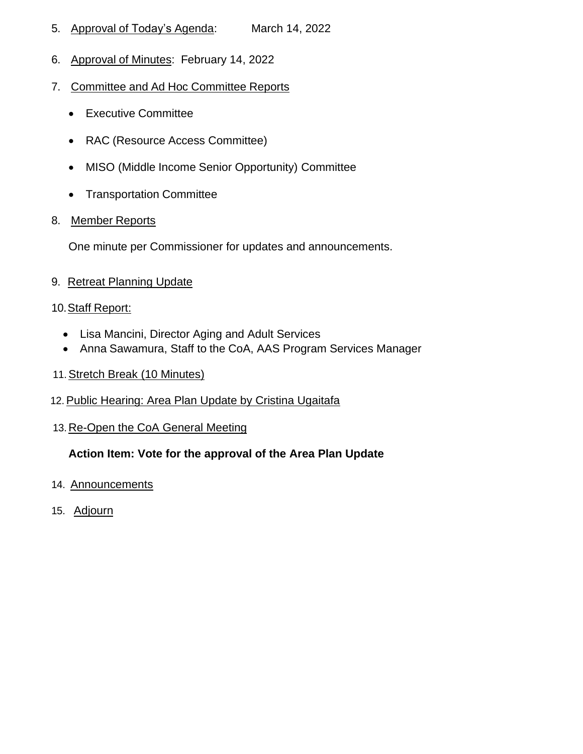5. Approval of Today's Agenda: March 14, 2022

6. Approval of Minutes: February 14, 2022

7. Committee and Ad Hoc Committee Reports

    - Executive Committee
    - RAC (Resource Access Committee)
    - MISO (Middle Income Senior Opportunity) Committee
    - Transportation Committee

8. Member Reports

    One minute per Commissioner for updates and announcements.

9. Retreat Planning Update

10. Staff Report:

    - Lisa Mancini, Director Aging and Adult Services
    - Anna Sawamura, Staff to the CoA, AAS Program Services Manager

11. Stretch Break (10 Minutes)

12. Public Hearing: Area Plan Update by Cristina Ugaitafa

13. Re-Open the CoA General Meeting

    **Action Item: Vote for the approval of the Area Plan Update**

14. Announcements

15. Adjourn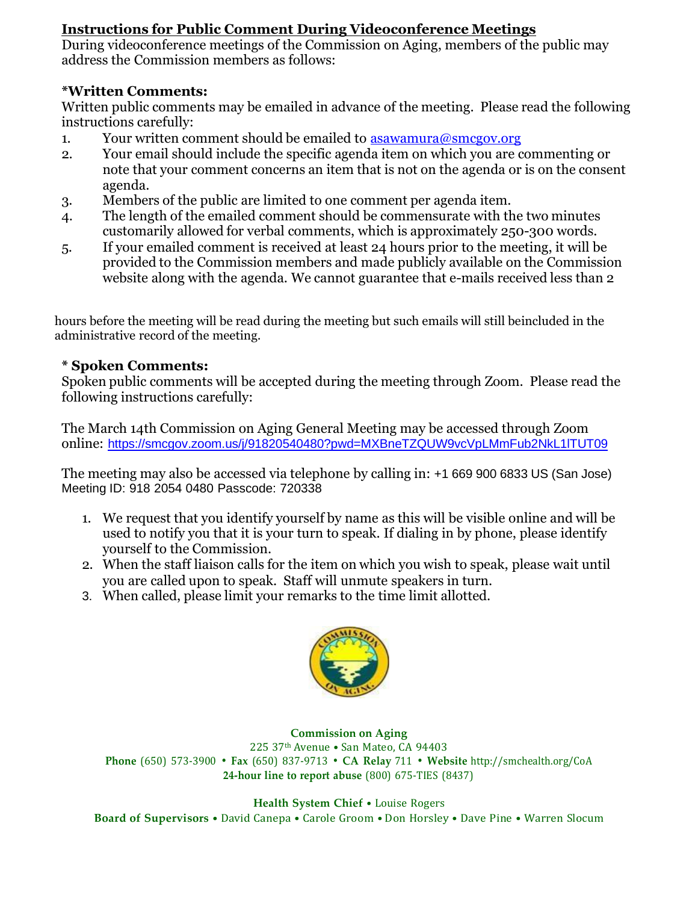## Instructions for Public Comment During Videoconference Meetings

During videoconference meetings of the Commission on Aging, members of the public may address the Commission members as follows:

### *Written Comments:

Written public comments may be emailed in advance of the meeting. Please read the following instructions carefully:

1. Your written comment should be emailed to asawamura@smcgov.org
2. Your email should include the specific agenda item on which you are commenting or note that your comment concerns an item that is not on the agenda or is on the consent agenda.
3. Members of the public are limited to one comment per agenda item.
4. The length of the emailed comment should be commensurate with the two minutes customarily allowed for verbal comments, which is approximately 250-300 words.
5. If your emailed comment is received at least 24 hours prior to the meeting, it will be provided to the Commission members and made publicly available on the Commission website along with the agenda. We cannot guarantee that e-mails received less than 2 hours before the meeting will be read during the meeting but such emails will still beincluded in the administrative record of the meeting.

### * Spoken Comments:

Spoken public comments will be accepted during the meeting through Zoom. Please read the following instructions carefully:

The March 14th Commission on Aging General Meeting may be accessed through Zoom online: https://smcgov.zoom.us/j/91820540480?pwd=MXBneTZQUW9vcVpLMmFub2NkL1lTUT09

The meeting may also be accessed via telephone by calling in: +1 669 900 6833 US (San Jose) Meeting ID: 918 2054 0480 Passcode: 720338

1. We request that you identify yourself by name as this will be visible online and will be used to notify you that it is your turn to speak. If dialing in by phone, please identify yourself to the Commission.
2. When the staff liaison calls for the item on which you wish to speak, please wait until you are called upon to speak. Staff will unmute speakers in turn.
3. When called, please limit your remarks to the time limit allotted.

**Commission on Aging**
225 37th Avenue • San Mateo, CA 94403
**Phone** (650) 573-3900 • **Fax** (650) 837-9713 • **CA Relay** 711 • **Website** http://smchealth.org/CoA
**24-hour line to report abuse** (800) 675-TIES (8437)

**Health System Chief** • Louise Rogers
**Board of Supervisors** • David Canepa • Carole Groom • Don Horsley • Dave Pine • Warren Slocum